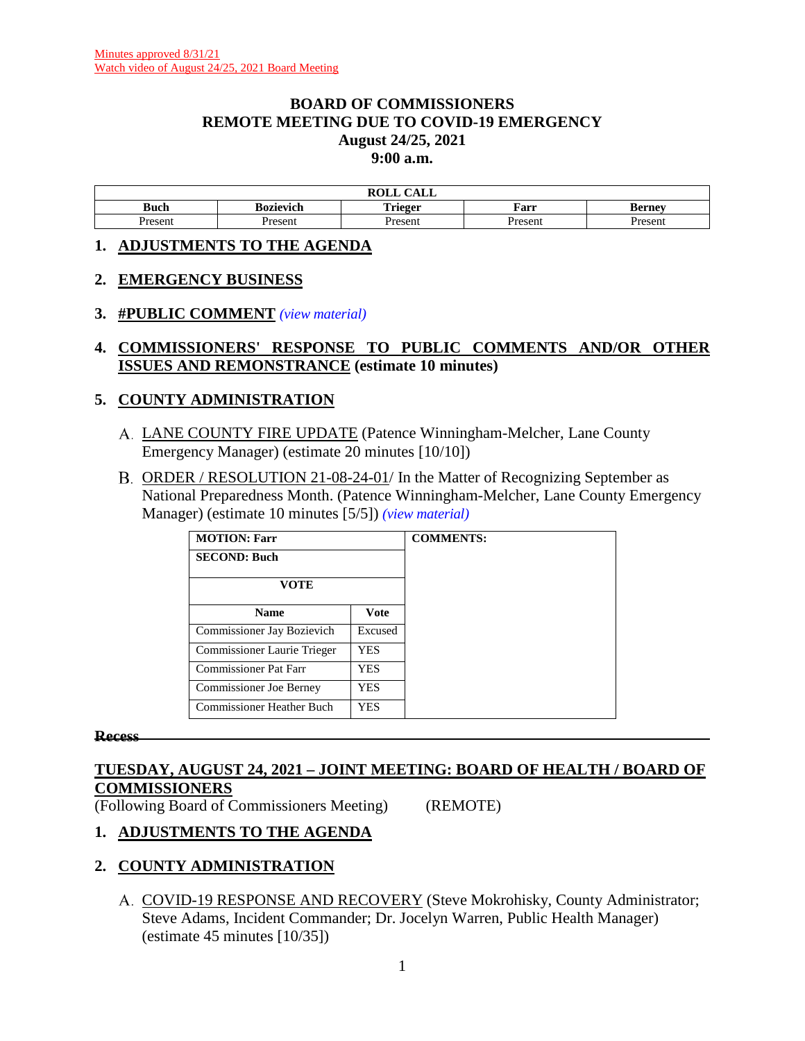Minutes approved 8/31/21
Watch video of August 24/25, 2021 Board Meeting

# BOARD OF COMMISSIONERS
# REMOTE MEETING DUE TO COVID-19 EMERGENCY
# August 24/25, 2021
# 9:00 a.m.

| ROLL CALL | | | | |
|---|---|---|---|---|
| **Buch** | **Bozievich** | **Trieger** | **Farr** | **Berney** |
| Present | Present | Present | Present | Present |

## 1. ADJUSTMENTS TO THE AGENDA

## 2. EMERGENCY BUSINESS

## 3. #PUBLIC COMMENT *(view material)*

## 4. COMMISSIONERS' RESPONSE TO PUBLIC COMMENTS AND/OR OTHER ISSUES AND REMONSTRANCE (estimate 10 minutes)

## 5. COUNTY ADMINISTRATION

A. LANE COUNTY FIRE UPDATE (Patence Winningham-Melcher, Lane County Emergency Manager) (estimate 20 minutes [10/10])

B. ORDER / RESOLUTION 21-08-24-01/ In the Matter of Recognizing September as National Preparedness Month. (Patence Winningham-Melcher, Lane County Emergency Manager) (estimate 10 minutes [5/5]) *(view material)*

| **MOTION: Farr** | | **COMMENTS:** |
|---|---|---|
| **SECOND: Buch** | | |
| **VOTE** | | |
| **Name** | **Vote** | |
| Commissioner Jay Bozievich | Excused | |
| Commissioner Laurie Trieger | YES | |
| Commissioner Pat Farr | YES | |
| Commissioner Joe Berney | YES | |
| Commissioner Heather Buch | YES | |

**Recess**

## TUESDAY, AUGUST 24, 2021 – JOINT MEETING: BOARD OF HEALTH / BOARD OF COMMISSIONERS

(Following Board of Commissioners Meeting) (REMOTE)

## 1. ADJUSTMENTS TO THE AGENDA

## 2. COUNTY ADMINISTRATION

A. COVID-19 RESPONSE AND RECOVERY (Steve Mokrohisky, County Administrator; Steve Adams, Incident Commander; Dr. Jocelyn Warren, Public Health Manager) (estimate 45 minutes [10/35])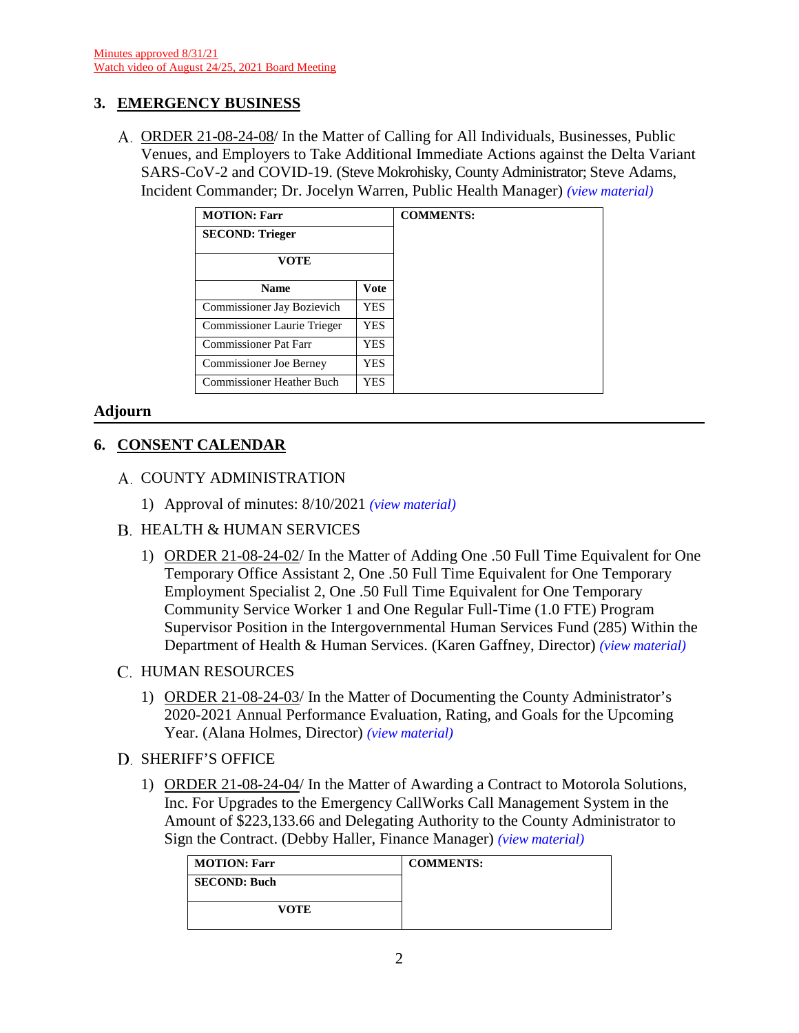Minutes approved 8/31/21
Watch video of August 24/25, 2021 Board Meeting

## 3. EMERGENCY BUSINESS

A. ORDER 21-08-24-08/ In the Matter of Calling for All Individuals, Businesses, Public Venues, and Employers to Take Additional Immediate Actions against the Delta Variant SARS-CoV-2 and COVID-19. (Steve Mokrohisky, County Administrator; Steve Adams, Incident Commander; Dr. Jocelyn Warren, Public Health Manager) *(view material)*

| MOTION: Farr | | COMMENTS: |
|---|---|---|
| SECOND: Trieger | | |
| VOTE | | |
| Name | Vote | |
| Commissioner Jay Bozievich | YES | |
| Commissioner Laurie Trieger | YES | |
| Commissioner Pat Farr | YES | |
| Commissioner Joe Berney | YES | |
| Commissioner Heather Buch | YES | |

**Adjourn**

---

## 6. CONSENT CALENDAR

A. COUNTY ADMINISTRATION

1) Approval of minutes: 8/10/2021 *(view material)*

B. HEALTH & HUMAN SERVICES

1) ORDER 21-08-24-02/ In the Matter of Adding One .50 Full Time Equivalent for One Temporary Office Assistant 2, One .50 Full Time Equivalent for One Temporary Employment Specialist 2, One .50 Full Time Equivalent for One Temporary Community Service Worker 1 and One Regular Full-Time (1.0 FTE) Program Supervisor Position in the Intergovernmental Human Services Fund (285) Within the Department of Health & Human Services. (Karen Gaffney, Director) *(view material)*

C. HUMAN RESOURCES

1) ORDER 21-08-24-03/ In the Matter of Documenting the County Administrator's 2020-2021 Annual Performance Evaluation, Rating, and Goals for the Upcoming Year. (Alana Holmes, Director) *(view material)*

D. SHERIFF'S OFFICE

1) ORDER 21-08-24-04/ In the Matter of Awarding a Contract to Motorola Solutions, Inc. For Upgrades to the Emergency CallWorks Call Management System in the Amount of $223,133.66 and Delegating Authority to the County Administrator to Sign the Contract. (Debby Haller, Finance Manager) *(view material)*

| MOTION: Farr | COMMENTS: |
|---|---|
| SECOND: Buch | |
| VOTE | |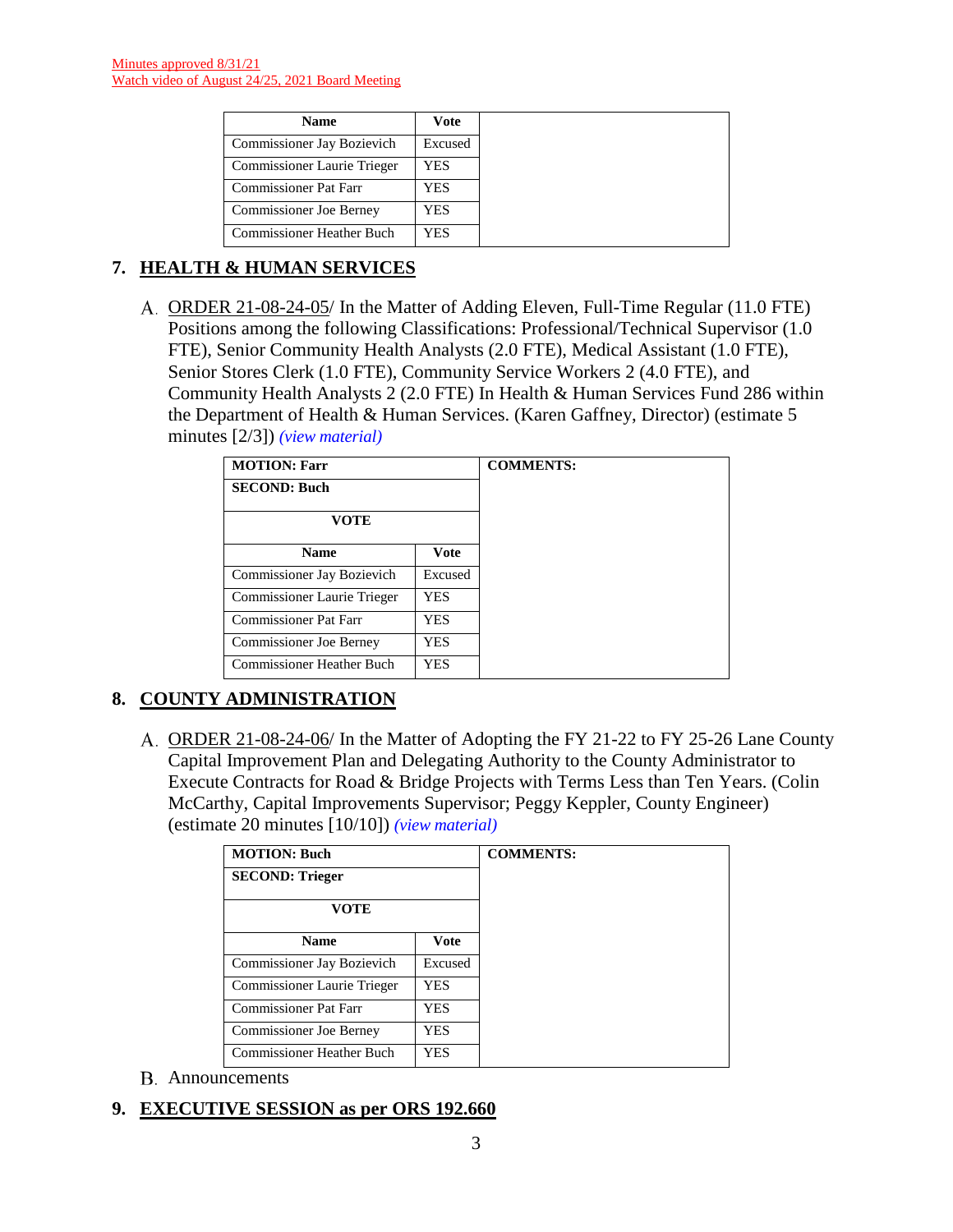Minutes approved 8/31/21
Watch video of August 24/25, 2021 Board Meeting

| Name | Vote | |
|---|---|---|
| Commissioner Jay Bozievich | Excused | |
| Commissioner Laurie Trieger | YES | |
| Commissioner Pat Farr | YES | |
| Commissioner Joe Berney | YES | |
| Commissioner Heather Buch | YES | |

## 7. HEALTH & HUMAN SERVICES

A. ORDER 21-08-24-05/ In the Matter of Adding Eleven, Full-Time Regular (11.0 FTE) Positions among the following Classifications: Professional/Technical Supervisor (1.0 FTE), Senior Community Health Analysts (2.0 FTE), Medical Assistant (1.0 FTE), Senior Stores Clerk (1.0 FTE), Community Service Workers 2 (4.0 FTE), and Community Health Analysts 2 (2.0 FTE) In Health & Human Services Fund 286 within the Department of Health & Human Services. (Karen Gaffney, Director) (estimate 5 minutes [2/3]) *(view material)*

| MOTION: Farr | | COMMENTS: |
|---|---|---|
| SECOND: Buch | | |
| VOTE | | |
| Name | Vote | |
| Commissioner Jay Bozievich | Excused | |
| Commissioner Laurie Trieger | YES | |
| Commissioner Pat Farr | YES | |
| Commissioner Joe Berney | YES | |
| Commissioner Heather Buch | YES | |

## 8. COUNTY ADMINISTRATION

A. ORDER 21-08-24-06/ In the Matter of Adopting the FY 21-22 to FY 25-26 Lane County Capital Improvement Plan and Delegating Authority to the County Administrator to Execute Contracts for Road & Bridge Projects with Terms Less than Ten Years. (Colin McCarthy, Capital Improvements Supervisor; Peggy Keppler, County Engineer) (estimate 20 minutes [10/10]) *(view material)*

| MOTION: Buch | | COMMENTS: |
|---|---|---|
| SECOND: Trieger | | |
| VOTE | | |
| Name | Vote | |
| Commissioner Jay Bozievich | Excused | |
| Commissioner Laurie Trieger | YES | |
| Commissioner Pat Farr | YES | |
| Commissioner Joe Berney | YES | |
| Commissioner Heather Buch | YES | |

B. Announcements

## 9. EXECUTIVE SESSION as per ORS 192.660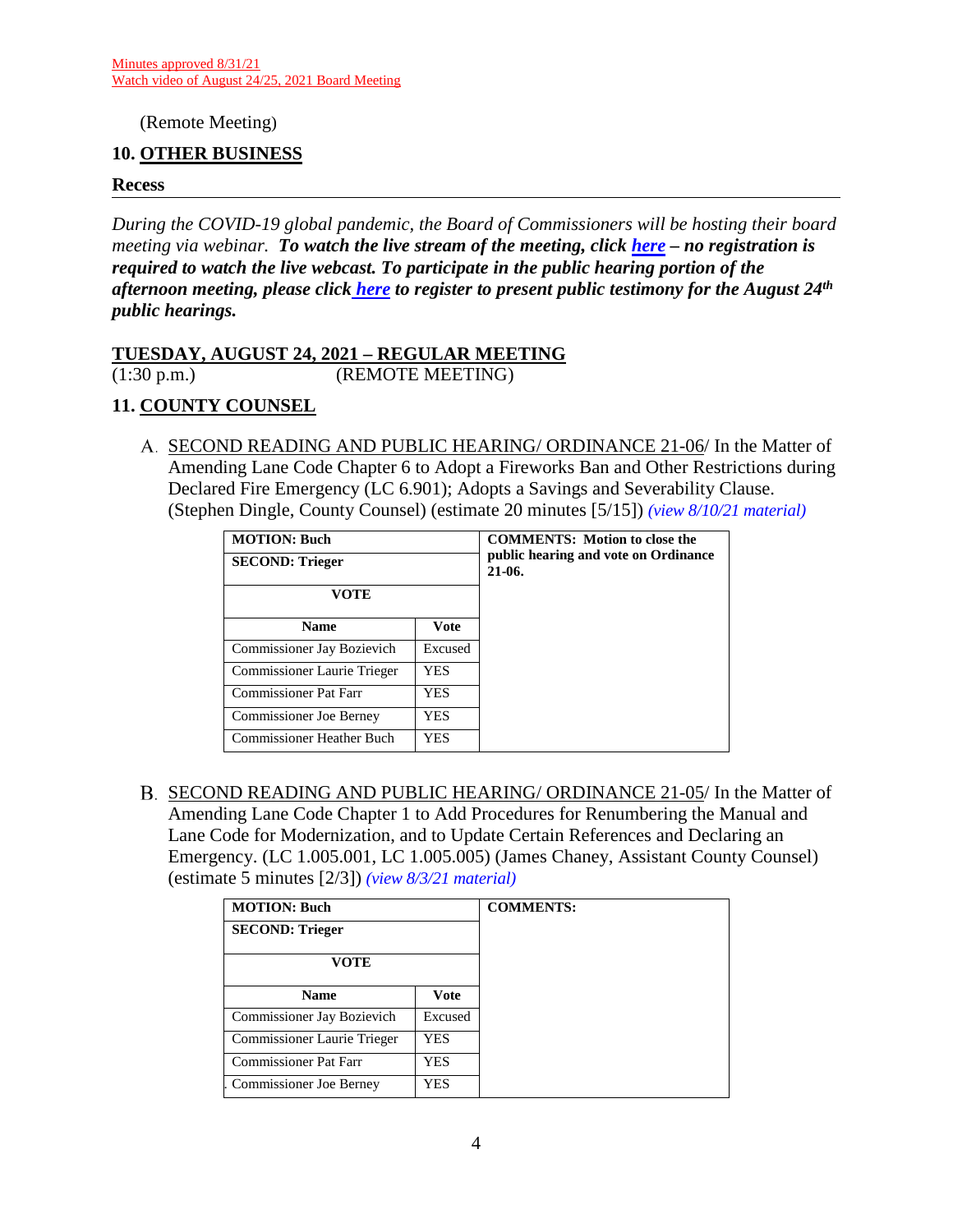Minutes approved 8/31/21
Watch video of August 24/25, 2021 Board Meeting

(Remote Meeting)

## 10. OTHER BUSINESS

**Recess**

*During the COVID-19 global pandemic, the Board of Commissioners will be hosting their board meeting via webinar.* ***To watch the live stream of the meeting, click here – no registration is required to watch the live webcast. To participate in the public hearing portion of the afternoon meeting, please click here to register to present public testimony for the August 24th public hearings.***

**TUESDAY, AUGUST 24, 2021 – REGULAR MEETING**
(1:30 p.m.) (REMOTE MEETING)

## 11. COUNTY COUNSEL

A. SECOND READING AND PUBLIC HEARING/ ORDINANCE 21-06/ In the Matter of Amending Lane Code Chapter 6 to Adopt a Fireworks Ban and Other Restrictions during Declared Fire Emergency (LC 6.901); Adopts a Savings and Severability Clause. (Stephen Dingle, County Counsel) (estimate 20 minutes [5/15]) *(view 8/10/21 material)*

| MOTION: Buch | | COMMENTS: Motion to close the public hearing and vote on Ordinance 21-06. |
|---|---|---|
| SECOND: Trieger | | |
| VOTE | | |
| Name | Vote | |
| Commissioner Jay Bozievich | Excused | |
| Commissioner Laurie Trieger | YES | |
| Commissioner Pat Farr | YES | |
| Commissioner Joe Berney | YES | |
| Commissioner Heather Buch | YES | |

B. SECOND READING AND PUBLIC HEARING/ ORDINANCE 21-05/ In the Matter of Amending Lane Code Chapter 1 to Add Procedures for Renumbering the Manual and Lane Code for Modernization, and to Update Certain References and Declaring an Emergency. (LC 1.005.001, LC 1.005.005) (James Chaney, Assistant County Counsel) (estimate 5 minutes [2/3]) *(view 8/3/21 material)*

| MOTION: Buch | | COMMENTS: |
|---|---|---|
| SECOND: Trieger | | |
| VOTE | | |
| Name | Vote | |
| Commissioner Jay Bozievich | Excused | |
| Commissioner Laurie Trieger | YES | |
| Commissioner Pat Farr | YES | |
| Commissioner Joe Berney | YES | |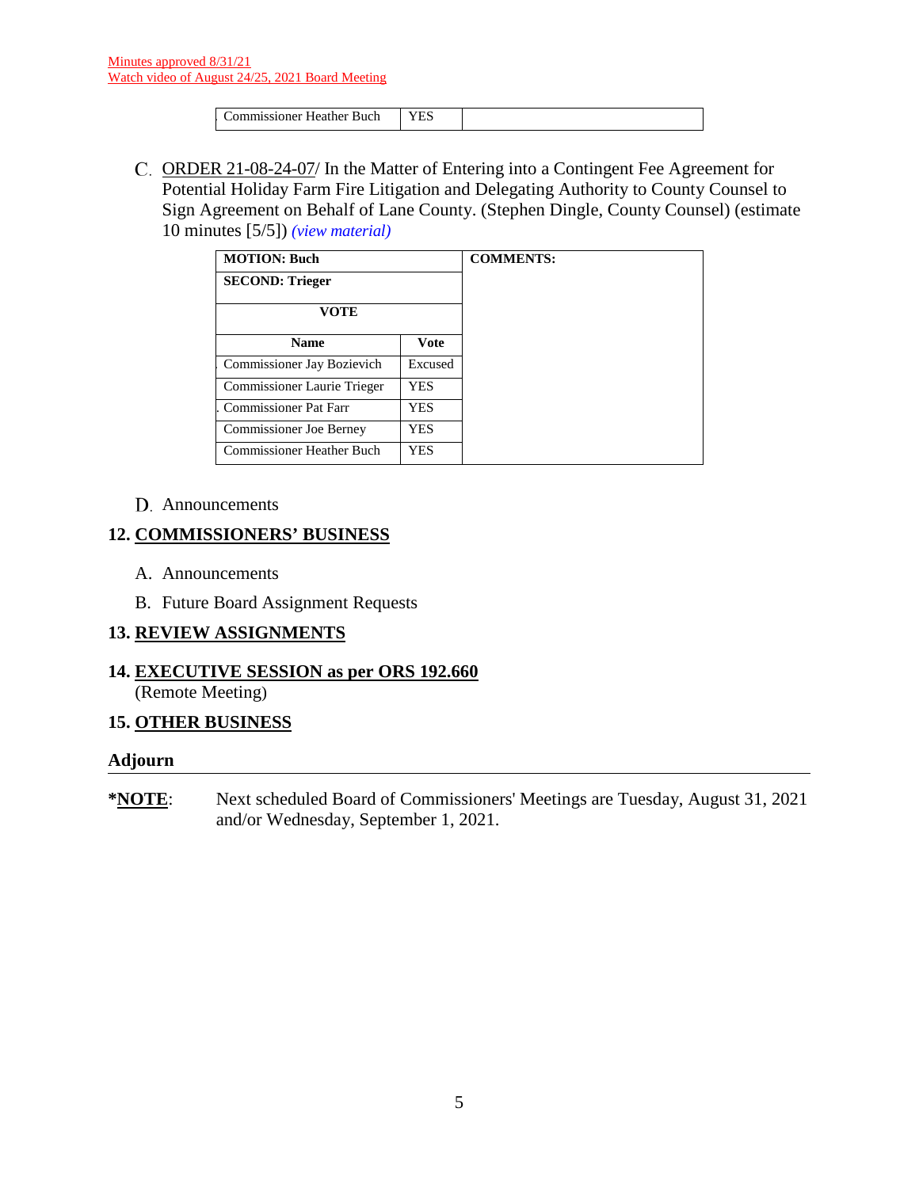Minutes approved 8/31/21
Watch video of August 24/25, 2021 Board Meeting

| | | |
|---|---|---|
| Commissioner Heather Buch | YES | |

C. ORDER 21-08-24-07/ In the Matter of Entering into a Contingent Fee Agreement for Potential Holiday Farm Fire Litigation and Delegating Authority to County Counsel to Sign Agreement on Behalf of Lane County. (Stephen Dingle, County Counsel) (estimate 10 minutes [5/5]) *(view material)*

| **MOTION: Buch** | | **COMMENTS:** |
|---|---|---|
| **SECOND: Trieger** | | |
| **VOTE** | | |
| **Name** | **Vote** | |
| Commissioner Jay Bozievich | Excused | |
| Commissioner Laurie Trieger | YES | |
| Commissioner Pat Farr | YES | |
| Commissioner Joe Berney | YES | |
| Commissioner Heather Buch | YES | |

D. Announcements

## 12. COMMISSIONERS' BUSINESS

A. Announcements

B. Future Board Assignment Requests

## 13. REVIEW ASSIGNMENTS

## 14. EXECUTIVE SESSION as per ORS 192.660

(Remote Meeting)

## 15. OTHER BUSINESS

## Adjourn

***NOTE**: Next scheduled Board of Commissioners' Meetings are Tuesday, August 31, 2021 and/or Wednesday, September 1, 2021.